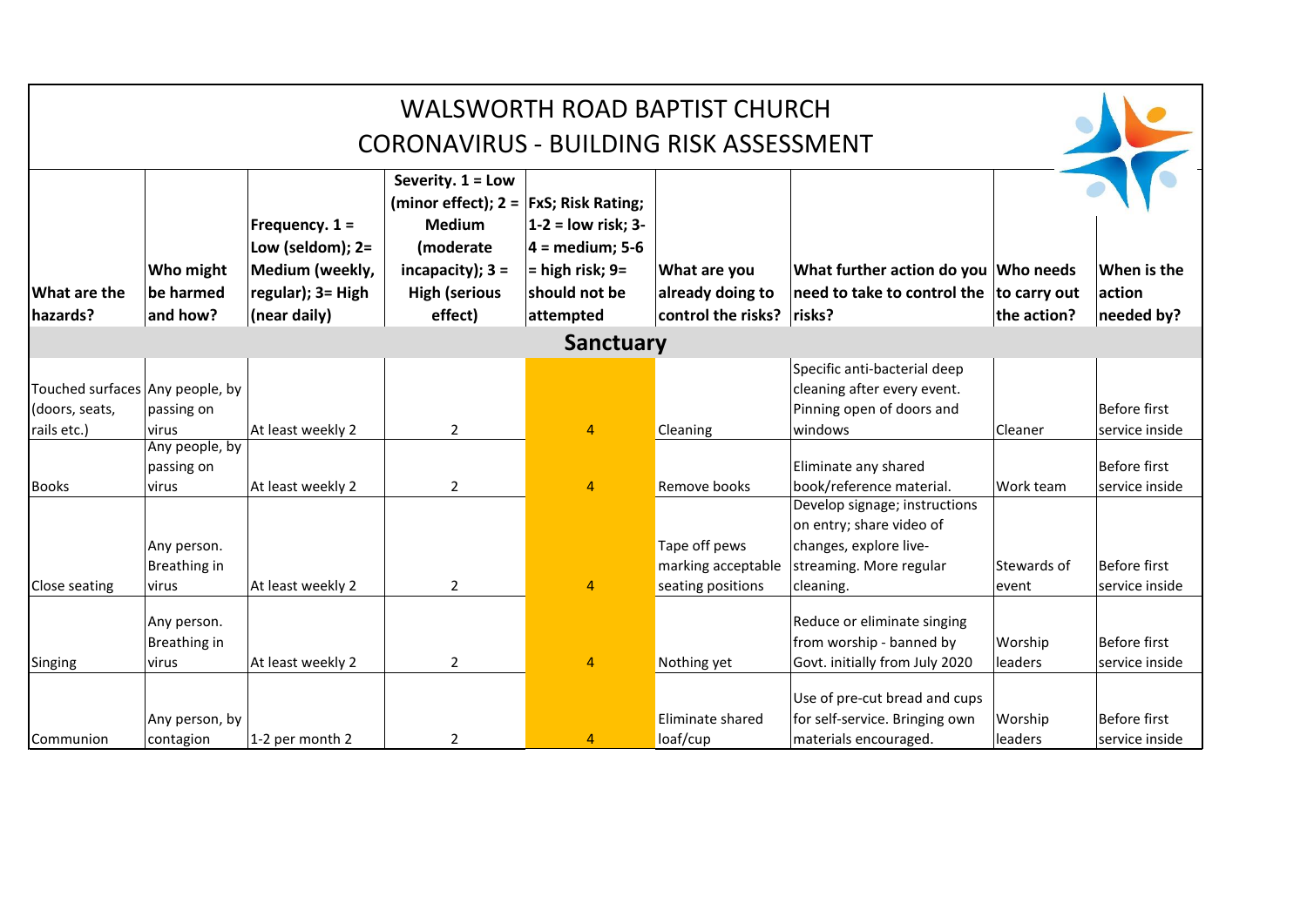# WALSWORTH ROAD BAPTIST CHURCH
## CORONAVIRUS - BUILDING RISK ASSESSMENT

| What are the hazards? | Who might be harmed and how? | Frequency. 1 = Low (seldom); 2= Medium (weekly, regular); 3= High (near daily) | Severity. 1 = Low (minor effect); 2 = Medium (moderate incapacity); 3 = High (serious effect) | FxS; Risk Rating; 1-2 = low risk; 3-4 = medium; 5-6 = high risk; 9= should not be attempted | What are you already doing to control the risks? | What further action do you need to take to control the risks? | Who needs to carry out the action? | When is the action needed by? |
|---|---|---|---|---|---|---|---|---|
| **Sanctuary** | | | | | | | | |
| Touched surfaces (doors, seats, rails etc.) | Any people, by passing on virus | At least weekly 2 | 2 | 4 | Cleaning | Specific anti-bacterial deep cleaning after every event. Pinning open of doors and windows | Cleaner | Before first service inside |
| Books | Any people, by passing on virus | At least weekly 2 | 2 | 4 | Remove books | Eliminate any shared book/reference material. | Work team | Before first service inside |
| Close seating | Any person. Breathing in virus | At least weekly 2 | 2 | 4 | Tape off pews marking acceptable seating positions | Develop signage; instructions on entry; share video of changes, explore live-streaming. More regular cleaning. | Stewards of event | Before first service inside |
| Singing | Any person. Breathing in virus | At least weekly 2 | 2 | 4 | Nothing yet | Reduce or eliminate singing from worship - banned by Govt. initially from July 2020 | Worship leaders | Before first service inside |
| Communion | Any person, by contagion | 1-2 per month 2 | 2 | 4 | Eliminate shared loaf/cup | Use of pre-cut bread and cups for self-service. Bringing own materials encouraged. | Worship leaders | Before first service inside |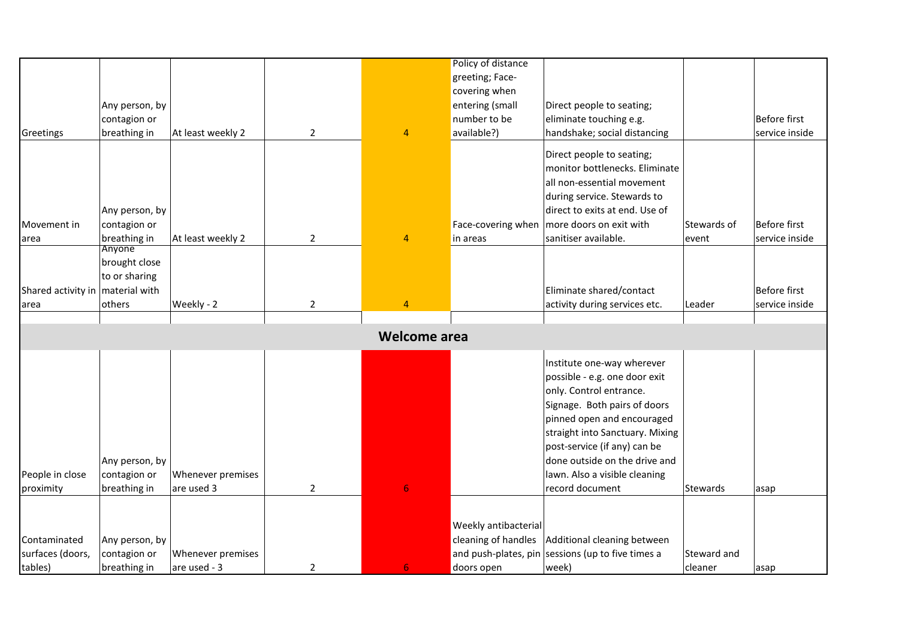| | | | | | | | | |
|---|---|---|---|---|---|---|---|---|
| Greetings | Any person, by contagion or breathing in | At least weekly 2 | 2 | 4 | Policy of distance greeting; Face-covering when entering (small number to be available?) | Direct people to seating; eliminate touching e.g. handshake; social distancing | | Before first service inside |
| Movement in area | Any person, by contagion or breathing in | At least weekly 2 | 2 | 4 | Face-covering when in areas | Direct people to seating; monitor bottlenecks. Eliminate all non-essential movement during service. Stewards to direct to exits at end. Use of more doors on exit with sanitiser available. | Stewards of event | Before first service inside |
| Shared activity in area | Anyone brought close to or sharing material with others | Weekly - 2 | 2 | 4 | | Eliminate shared/contact activity during services etc. | Leader | Before first service inside |
| | | | | | | | | |
| **Welcome area** | | | | | | | | |
| People in close proximity | Any person, by contagion or breathing in | Whenever premises are used 3 | 2 | 6 | | Institute one-way wherever possible - e.g. one door exit only. Control entrance. Signage. Both pairs of doors pinned open and encouraged straight into Sanctuary. Mixing post-service (if any) can be done outside on the drive and lawn. Also a visible cleaning record document | Stewards | asap |
| Contaminated surfaces (doors, tables) | Any person, by contagion or breathing in | Whenever premises are used - 3 | 2 | 6 | Weekly antibacterial cleaning of handles and push-plates, pin doors open | Additional cleaning between sessions (up to five times a week) | Steward and cleaner | asap |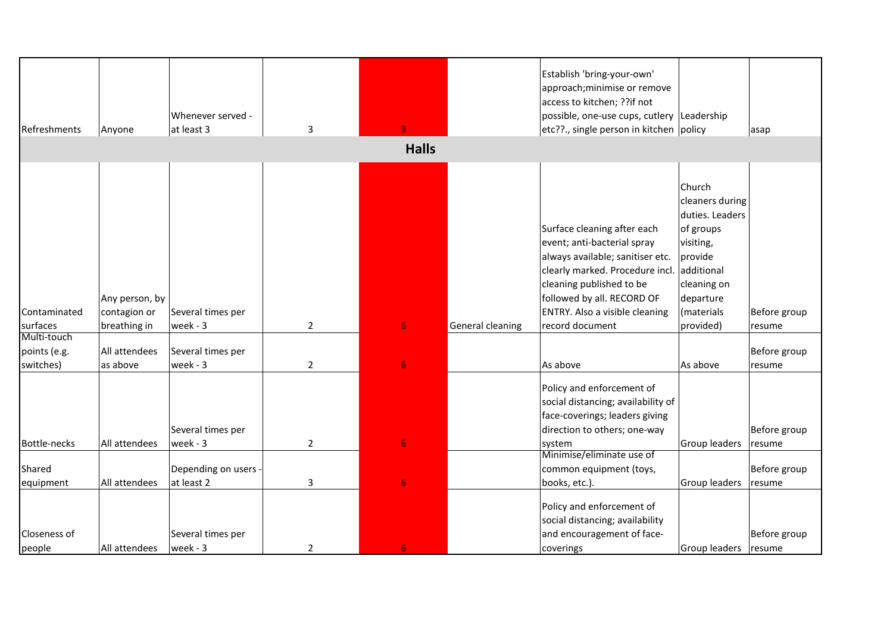| | | | | | | | | |
|---|---|---|---|---|---|---|---|---|
| Refreshments | Anyone | Whenever served - at least 3 | 3 | 9 | | Establish 'bring-your-own' approach;minimise or remove access to kitchen; ??if not possible, one-use cups, cutlery etc??., single person in kitchen | Leadership policy | asap |
| | | | | **Halls** | | | | |
| Contaminated surfaces | Any person, by contagion or breathing in | Several times per week - 3 | 2 | 6 | General cleaning | Surface cleaning after each event; anti-bacterial spray always available; sanitiser etc. clearly marked. Procedure incl. cleaning published to be followed by all. RECORD OF ENTRY. Also a visible cleaning record document | Church cleaners during duties. Leaders of groups visiting, provide additional cleaning on departure (materials provided) | Before group resume |
| Multi-touch points (e.g. switches) | All attendees as above | Several times per week - 3 | 2 | 6 | | As above | As above | Before group resume |
| Bottle-necks | All attendees | Several times per week - 3 | 2 | 6 | | Policy and enforcement of social distancing; availability of face-coverings; leaders giving direction to others; one-way system | Group leaders | Before group resume |
| Shared equipment | All attendees | Depending on users - at least 2 | 3 | 6 | | Minimise/eliminate use of common equipment (toys, books, etc.). | Group leaders | Before group resume |
| Closeness of people | All attendees | Several times per week - 3 | 2 | 6 | | Policy and enforcement of social distancing; availability and encouragement of face-coverings | Group leaders | Before group resume |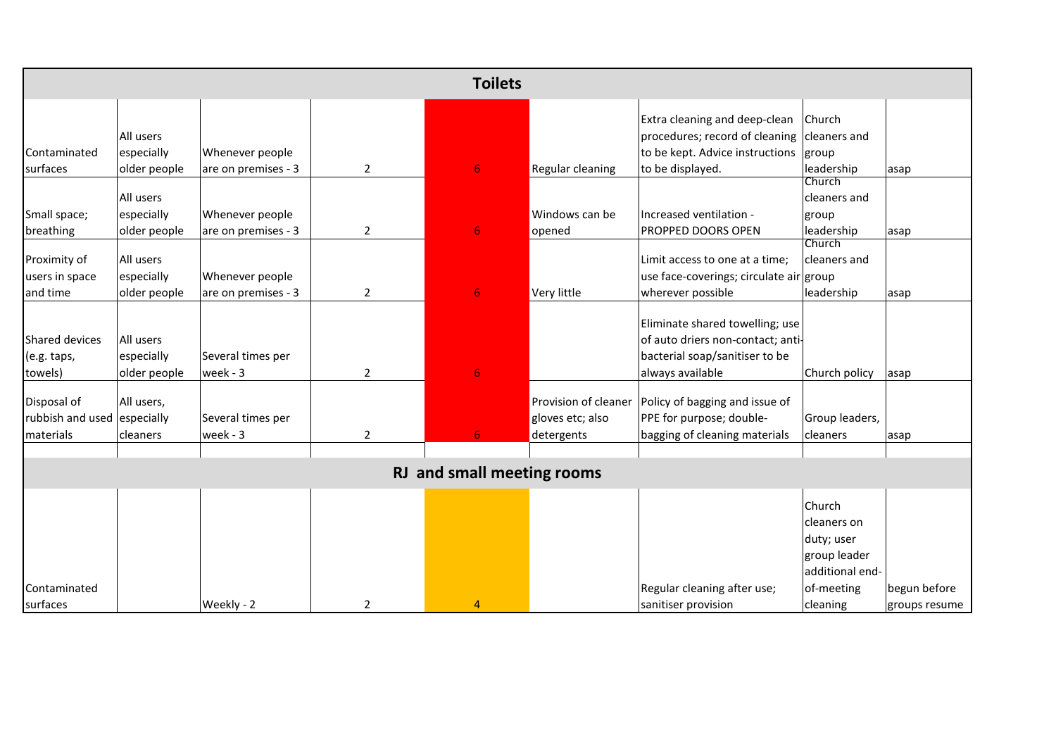| Toilets | | | | | | | | |
|---|---|---|---|---|---|---|---|---|
| Contaminated surfaces | All users especially older people | Whenever people are on premises - 3 | 2 | 6 | Regular cleaning | Extra cleaning and deep-clean procedures; record of cleaning to be kept. Advice instructions to be displayed. | Church cleaners and group leadership | asap |
| Small space; breathing | All users especially older people | Whenever people are on premises - 3 | 2 | 6 | Windows can be opened | Increased ventilation - PROPPED DOORS OPEN | Church cleaners and group leadership | asap |
| Proximity of users in space and time | All users especially older people | Whenever people are on premises - 3 | 2 | 6 | Very little | Limit access to one at a time; use face-coverings; circulate air wherever possible | Church cleaners and group leadership | asap |
| Shared devices (e.g. taps, towels) | All users especially older people | Several times per week - 3 | 2 | 6 | | Eliminate shared towelling; use of auto driers non-contact; anti-bacterial soap/sanitiser to be always available | Church policy | asap |
| Disposal of rubbish and used materials | All users, especially cleaners | Several times per week - 3 | 2 | 6 | Provision of cleaner gloves etc; also detergents | Policy of bagging and issue of PPE for purpose; double-bagging of cleaning materials | Group leaders, cleaners | asap |
| **RJ and small meeting rooms** | | | | | | | | |
| Contaminated surfaces | | Weekly - 2 | 2 | 4 | | Regular cleaning after use; sanitiser provision | Church cleaners on duty; user group leader additional end-of-meeting cleaning | begun before groups resume |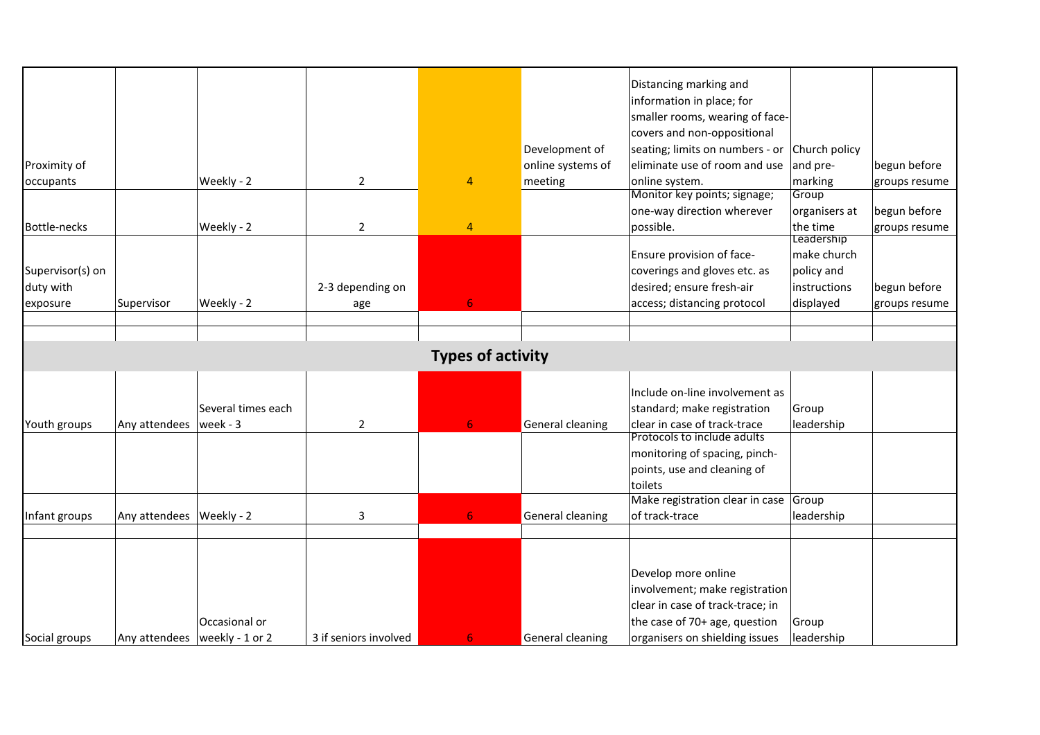| | | | | | | | | |
|---|---|---|---|---|---|---|---|---|
| Proximity of occupants | | Weekly - 2 | 2 | 4 | Development of online systems of meeting | Distancing marking and information in place; for smaller rooms, wearing of face-covers and non-oppositional seating; limits on numbers - or eliminate use of room and use online system. | Church policy and pre-marking | begun before groups resume |
| Bottle-necks | | Weekly - 2 | 2 | 4 | | Monitor key points; signage; one-way direction wherever possible. | Group organisers at the time | begun before groups resume |
| Supervisor(s) on duty with exposure | Supervisor | Weekly - 2 | 2-3 depending on age | 6 | | Ensure provision of face-coverings and gloves etc. as desired; ensure fresh-air access; distancing protocol | Leadership make church policy and instructions displayed | begun before groups resume |
| | | | | | | | | |
| | | | | | | | | |
| **Types of activity** | | | | | | | | |
| Youth groups | Any attendees | Several times each week - 3 | 2 | 6 | General cleaning | Include on-line involvement as standard; make registration clear in case of track-trace | Group leadership | |
| | | | | | | Protocols to include adults monitoring of spacing, pinch-points, use and cleaning of toilets | | |
| Infant groups | Any attendees | Weekly - 2 | 3 | 6 | General cleaning | Make registration clear in case of track-trace | Group leadership | |
| | | | | | | | | |
| Social groups | Any attendees | Occasional or weekly - 1 or 2 | 3 if seniors involved | 6 | General cleaning | Develop more online involvement; make registration clear in case of track-trace; in the case of 70+ age, question organisers on shielding issues | Group leadership | |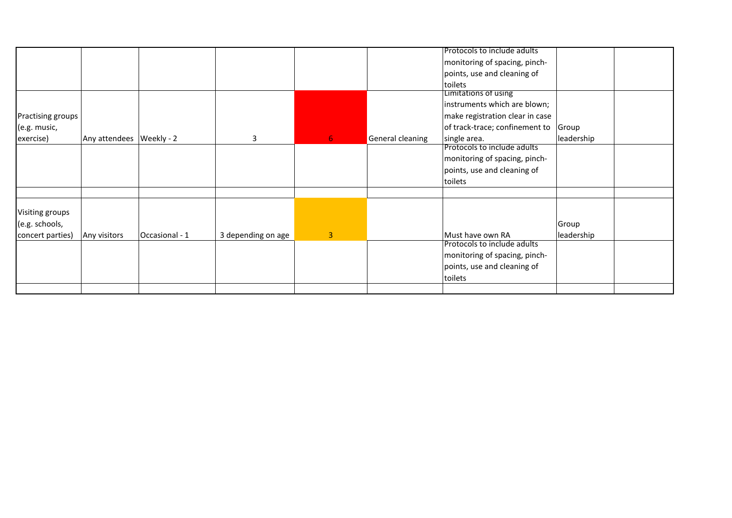|  |  |  |  |  |  |  |  |  |
|---|---|---|---|---|---|---|---|---|
|  |  |  |  |  |  | Protocols to include adults monitoring of spacing, pinch-points, use and cleaning of toilets |  |  |
| Practising groups (e.g. music, exercise) | Any attendees | Weekly - 2 | 3 | 6 | General cleaning | Limitations of using instruments which are blown; make registration clear in case of track-trace; confinement to single area. | Group leadership |  |
|  |  |  |  |  |  | Protocols to include adults monitoring of spacing, pinch-points, use and cleaning of toilets |  |  |
|  |  |  |  |  |  |  |  |  |
| Visiting groups (e.g. schools, concert parties) | Any visitors | Occasional - 1 | 3 depending on age | 3 |  | Must have own RA | Group leadership |  |
|  |  |  |  |  |  | Protocols to include adults monitoring of spacing, pinch-points, use and cleaning of toilets |  |  |
|  |  |  |  |  |  |  |  |  |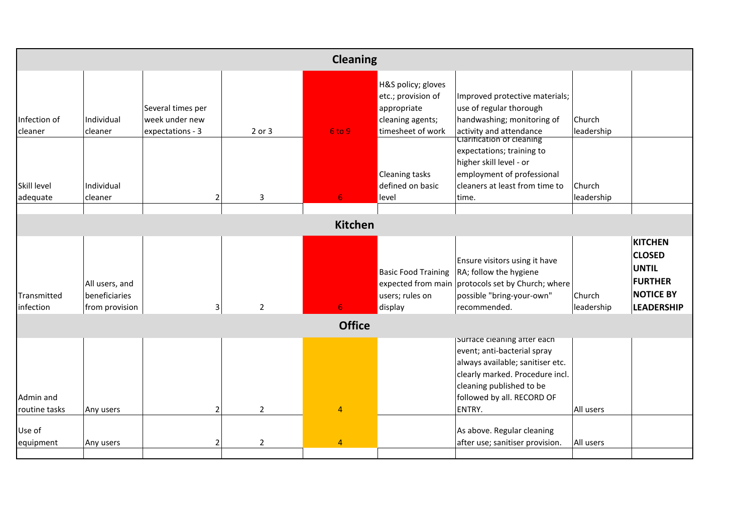| | | | | | | | | |
|---|---|---|---|---|---|---|---|---|
| **Cleaning** | | | | | | | | |
| Infection of cleaner | Individual cleaner | Several times per week under new expectations - 3 | 2 or 3 | 6 to 9 | H&S policy; gloves etc.; provision of appropriate cleaning agents; timesheet of work | Improved protective materials; use of regular thorough handwashing; monitoring of activity and attendance | Church leadership | |
| Skill level adequate | Individual cleaner | 2 | 3 | 6 | Cleaning tasks defined on basic level | Clarification of cleaning expectations; training to higher skill level - or employment of professional cleaners at least from time to time. | Church leadership | |
| | | | | | | | | |
| **Kitchen** | | | | | | | | |
| Transmitted infection | All users, and beneficiaries from provision | 3 | 2 | 6 | Basic Food Training expected from main users; rules on display | Ensure visitors using it have RA; follow the hygiene protocols set by Church; where possible "bring-your-own" recommended. | Church leadership | **KITCHEN CLOSED UNTIL FURTHER NOTICE BY LEADERSHIP** |
| **Office** | | | | | | | | |
| Admin and routine tasks | Any users | 2 | 2 | 4 | | Surface cleaning after each event; anti-bacterial spray always available; sanitiser etc. clearly marked. Procedure incl. cleaning published to be followed by all. RECORD OF ENTRY. | All users | |
| Use of equipment | Any users | 2 | 2 | 4 | | As above. Regular cleaning after use; sanitiser provision. | All users | |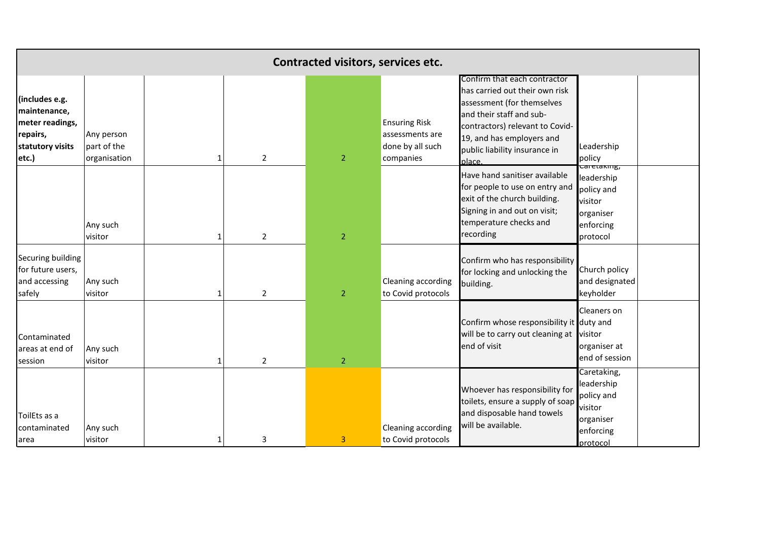| Contracted visitors, services etc. | | | | | | | | |
|---|---|---|---|---|---|---|---|---|
| **(includes e.g. maintenance, meter readings, repairs, statutory visits etc.)** | Any person part of the organisation | 1 | 2 | 2 | Ensuring Risk assessments are done by all such companies | Confirm that each contractor has carried out their own risk assessment (for themselves and their staff and sub-contractors) relevant to Covid-19, and has employers and public liability insurance in place. | Leadership policy | |
| | Any such visitor | 1 | 2 | 2 | | Have hand sanitiser available for people to use on entry and exit of the church building. Signing in and out on visit; temperature checks and recording | Caretaking, leadership policy and visitor organiser enforcing protocol | |
| Securing building for future users, and accessing safely | Any such visitor | 1 | 2 | 2 | Cleaning according to Covid protocols | Confirm who has responsibility for locking and unlocking the building. | Church policy and designated keyholder | |
| Contaminated areas at end of session | Any such visitor | 1 | 2 | 2 | | Confirm whose responsibility it will be to carry out cleaning at end of visit | Cleaners on duty and visitor organiser at end of session | |
| ToilEts as a contaminated area | Any such visitor | 1 | 3 | 3 | Cleaning according to Covid protocols | Whoever has responsibility for toilets, ensure a supply of soap and disposable hand towels will be available. | Caretaking, leadership policy and visitor organiser enforcing protocol | |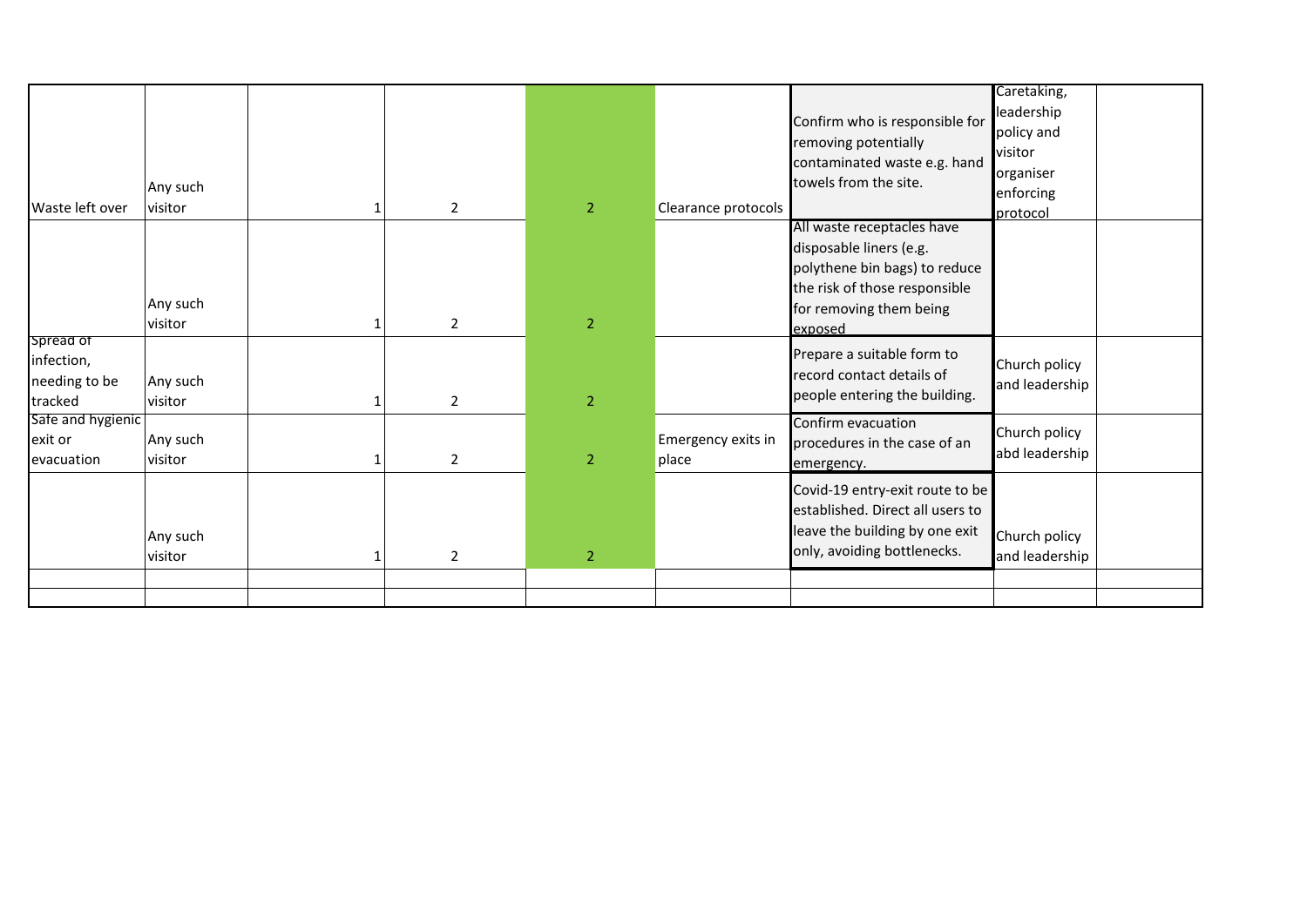|  |  |  |  |  |  |  |  |  |
|---|---|---|---|---|---|---|---|---|
| Waste left over | Any such visitor |  1 | 2 | 2 | Clearance protocols | Confirm who is responsible for removing potentially contaminated waste e.g. hand towels from the site. | Caretaking, leadership policy and visitor organiser enforcing protocol |  |
|  | Any such visitor | 1 | 2 | 2 |  | All waste receptacles have disposable liners (e.g. polythene bin bags) to reduce the risk of those responsible for removing them being exposed |  |  |
| Spread of infection, needing to be tracked | Any such visitor | 1 | 2 | 2 |  | Prepare a suitable form to record contact details of people entering the building. | Church policy and leadership |  |
| Safe and hygienic exit or evacuation | Any such visitor | 1 | 2 | 2 | Emergency exits in place | Confirm evacuation procedures in the case of an emergency. | Church policy abd leadership |  |
|  | Any such visitor | 1 | 2 | 2 |  | Covid-19 entry-exit route to be established. Direct all users to leave the building by one exit only, avoiding bottlenecks. | Church policy and leadership |  |
|  |  |  |  |  |  |  |  |  |
|  |  |  |  |  |  |  |  |  |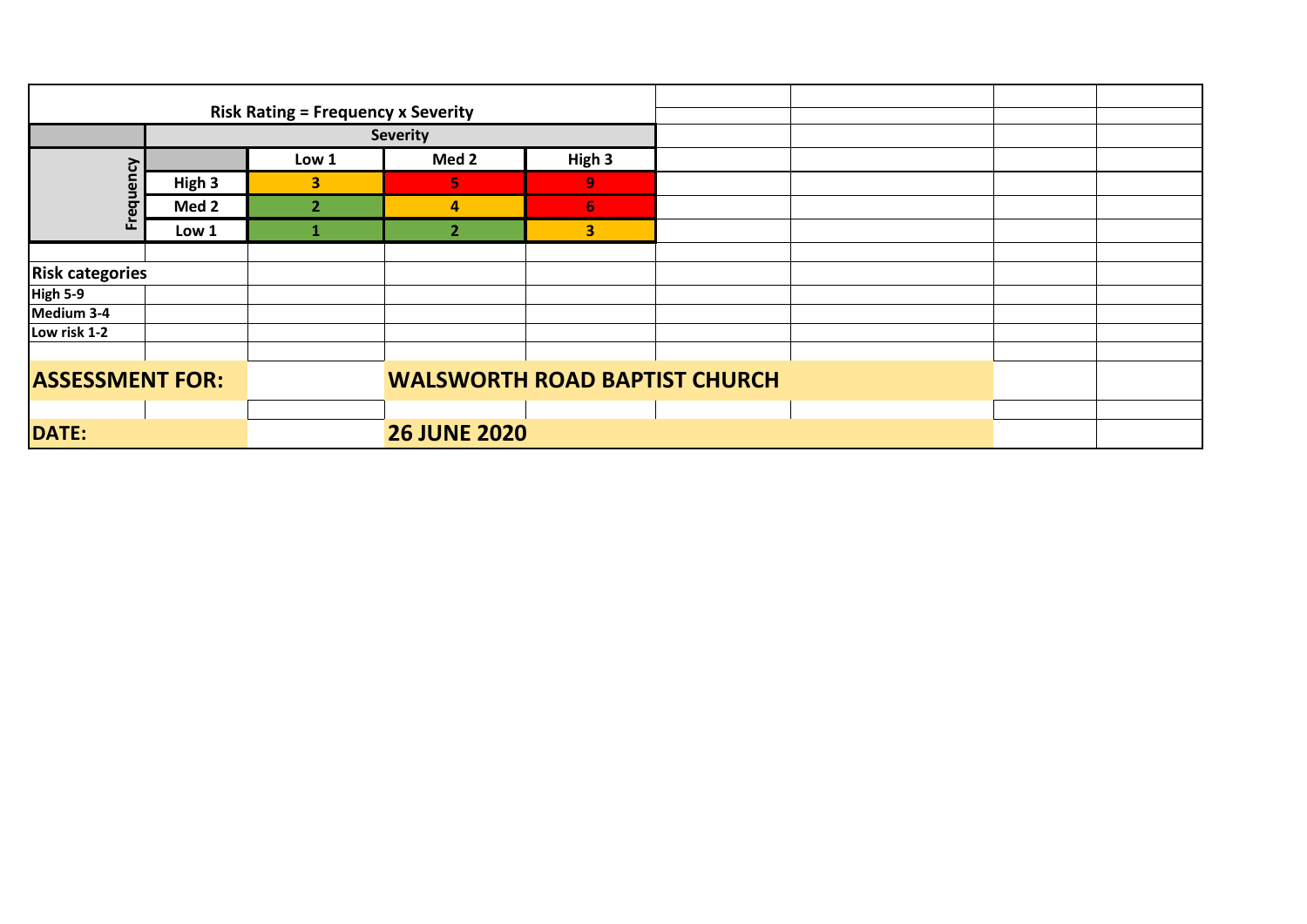**Risk Rating = Frequency x Severity**

| | | Severity | | |
|---|---|---|---|---|
| Frequency | | Low 1 | Med 2 | High 3 |
| | High 3 | 3 | 5 | 9 |
| | Med 2 | 2 | 4 | 6 |
| | Low 1 | 1 | 2 | 3 |

**Risk categories**

**High 5-9**

**Medium 3-4**

**Low risk 1-2**

| | |
|---|---|
| **ASSESSMENT FOR:** | **WALSWORTH ROAD BAPTIST CHURCH** |
| **DATE:** | **26 JUNE 2020** |